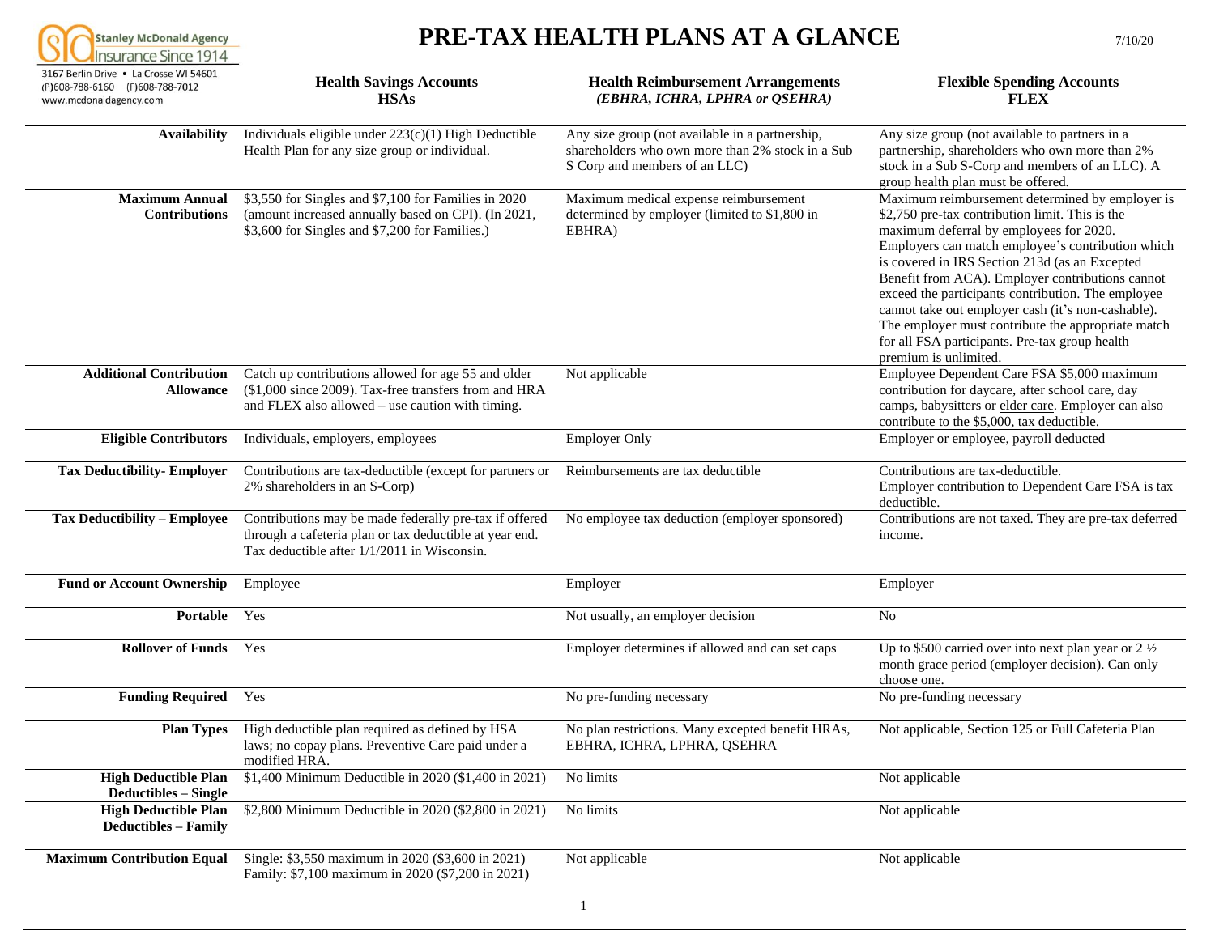Stanley McDonald Agency
Insurance Since 1914

3167 Berlin Drive • La Crosse WI 54601
(P)608-788-6160 (F)608-788-7012
www.mcdonaldagency.com

# PRE-TAX HEALTH PLANS AT A GLANCE

7/10/20

| | **Health Savings Accounts HSAs** | **Health Reimbursement Arrangements** ***(EBHRA, ICHRA, LPHRA or QSEHRA)*** | **Flexible Spending Accounts FLEX** |
|---|---|---|---|
| **Availability** | Individuals eligible under 223(c)(1) High Deductible Health Plan for any size group or individual. | Any size group (not available in a partnership, shareholders who own more than 2% stock in a Sub S Corp and members of an LLC) | Any size group (not available to partners in a partnership, shareholders who own more than 2% stock in a Sub S-Corp and members of an LLC). A group health plan must be offered. |
| **Maximum Annual Contributions** | $3,550 for Singles and $7,100 for Families in 2020 (amount increased annually based on CPI). (In 2021, $3,600 for Singles and $7,200 for Families.) | Maximum medical expense reimbursement determined by employer (limited to $1,800 in EBHRA) | Maximum reimbursement determined by employer is $2,750 pre-tax contribution limit. This is the maximum deferral by employees for 2020. Employers can match employee's contribution which is covered in IRS Section 213d (as an Excepted Benefit from ACA). Employer contributions cannot exceed the participants contribution. The employee cannot take out employer cash (it's non-cashable). The employer must contribute the appropriate match for all FSA participants. Pre-tax group health premium is unlimited. |
| **Additional Contribution Allowance** | Catch up contributions allowed for age 55 and older ($1,000 since 2009). Tax-free transfers from and HRA and FLEX also allowed – use caution with timing. | Not applicable | Employee Dependent Care FSA $5,000 maximum contribution for daycare, after school care, day camps, babysitters or elder care. Employer can also contribute to the $5,000, tax deductible. |
| **Eligible Contributors** | Individuals, employers, employees | Employer Only | Employer or employee, payroll deducted |
| **Tax Deductibility- Employer** | Contributions are tax-deductible (except for partners or 2% shareholders in an S-Corp) | Reimbursements are tax deductible | Contributions are tax-deductible. Employer contribution to Dependent Care FSA is tax deductible. |
| **Tax Deductibility – Employee** | Contributions may be made federally pre-tax if offered through a cafeteria plan or tax deductible at year end. Tax deductible after 1/1/2011 in Wisconsin. | No employee tax deduction (employer sponsored) | Contributions are not taxed. They are pre-tax deferred income. |
| **Fund or Account Ownership** | Employee | Employer | Employer |
| **Portable** | Yes | Not usually, an employer decision | No |
| **Rollover of Funds** | Yes | Employer determines if allowed and can set caps | Up to $500 carried over into next plan year or 2 ½ month grace period (employer decision). Can only choose one. |
| **Funding Required** | Yes | No pre-funding necessary | No pre-funding necessary |
| **Plan Types** | High deductible plan required as defined by HSA laws; no copay plans. Preventive Care paid under a modified HRA. | No plan restrictions. Many excepted benefit HRAs, EBHRA, ICHRA, LPHRA, QSEHRA | Not applicable, Section 125 or Full Cafeteria Plan |
| **High Deductible Plan Deductibles – Single** | $1,400 Minimum Deductible in 2020 ($1,400 in 2021) | No limits | Not applicable |
| **High Deductible Plan Deductibles – Family** | $2,800 Minimum Deductible in 2020 ($2,800 in 2021) | No limits | Not applicable |
| **Maximum Contribution Equal** | Single: $3,550 maximum in 2020 ($3,600 in 2021) Family: $7,100 maximum in 2020 ($7,200 in 2021) | Not applicable | Not applicable |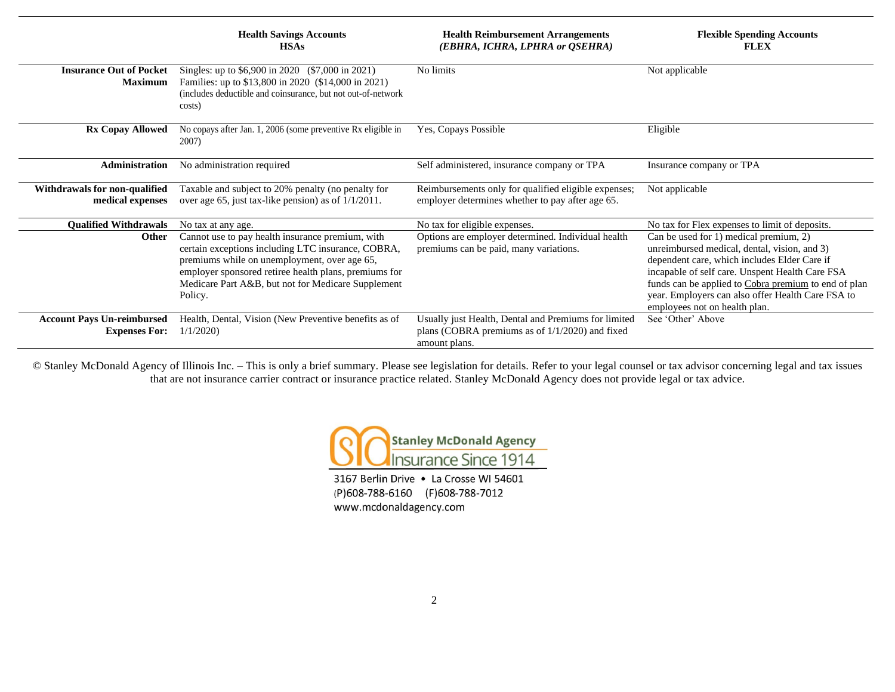| | Health Savings Accounts HSAs | Health Reimbursement Arrangements *(EBHRA, ICHRA, LPHRA or QSEHRA)* | Flexible Spending Accounts FLEX |
|---|---|---|---|
| **Insurance Out of Pocket Maximum** | Singles: up to $6,900 in 2020 ($7,000 in 2021) Families: up to $13,800 in 2020 ($14,000 in 2021) (includes deductible and coinsurance, but not out-of-network costs) | No limits | Not applicable |
| **Rx Copay Allowed** | No copays after Jan. 1, 2006 (some preventive Rx eligible in 2007) | Yes, Copays Possible | Eligible |
| **Administration** | No administration required | Self administered, insurance company or TPA | Insurance company or TPA |
| **Withdrawals for non-qualified medical expenses** | Taxable and subject to 20% penalty (no penalty for over age 65, just tax-like pension) as of 1/1/2011. | Reimbursements only for qualified eligible expenses; employer determines whether to pay after age 65. | Not applicable |
| **Qualified Withdrawals** | No tax at any age. | No tax for eligible expenses. | No tax for Flex expenses to limit of deposits. |
| **Other** | Cannot use to pay health insurance premium, with certain exceptions including LTC insurance, COBRA, premiums while on unemployment, over age 65, employer sponsored retiree health plans, premiums for Medicare Part A&B, but not for Medicare Supplement Policy. | Options are employer determined. Individual health premiums can be paid, many variations. | Can be used for 1) medical premium, 2) unreimbursed medical, dental, vision, and 3) dependent care, which includes Elder Care if incapable of self care. Unspent Health Care FSA funds can be applied to Cobra premium to end of plan year. Employers can also offer Health Care FSA to employees not on health plan. |
| **Account Pays Un-reimbursed Expenses For:** | Health, Dental, Vision (New Preventive benefits as of 1/1/2020) | Usually just Health, Dental and Premiums for limited plans (COBRA premiums as of 1/1/2020) and fixed amount plans. | See 'Other' Above |

© Stanley McDonald Agency of Illinois Inc. – This is only a brief summary. Please see legislation for details. Refer to your legal counsel or tax advisor concerning legal and tax issues that are not insurance carrier contract or insurance practice related. Stanley McDonald Agency does not provide legal or tax advice.

Stanley McDonald Agency
Insurance Since 1914

3167 Berlin Drive • La Crosse WI 54601
(P)608-788-6160 (F)608-788-7012
www.mcdonaldagency.com